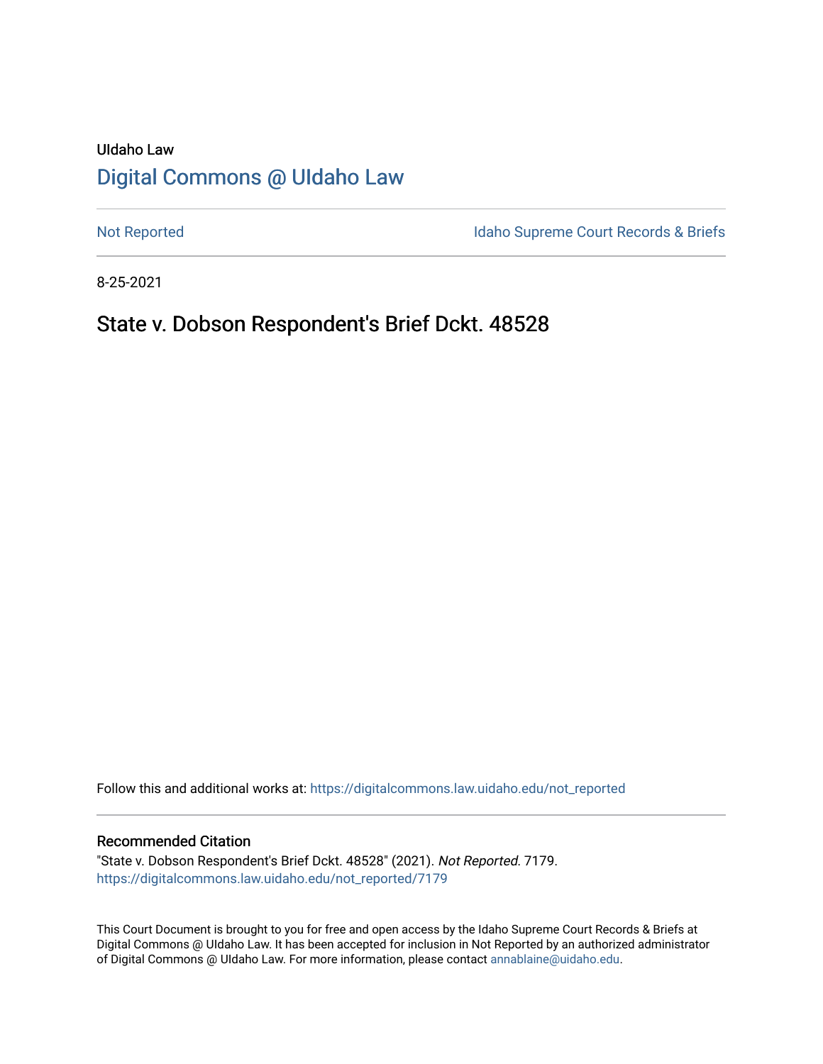UIdaho Law

# Digital Commons @ UIdaho Law

Not Reported

Idaho Supreme Court Records & Briefs

8-25-2021

## State v. Dobson Respondent's Brief Dckt. 48528

Follow this and additional works at: https://digitalcommons.law.uidaho.edu/not_reported

### Recommended Citation

"State v. Dobson Respondent's Brief Dckt. 48528" (2021). *Not Reported*. 7179.
https://digitalcommons.law.uidaho.edu/not_reported/7179

This Court Document is brought to you for free and open access by the Idaho Supreme Court Records & Briefs at Digital Commons @ UIdaho Law. It has been accepted for inclusion in Not Reported by an authorized administrator of Digital Commons @ UIdaho Law. For more information, please contact annablaine@uidaho.edu.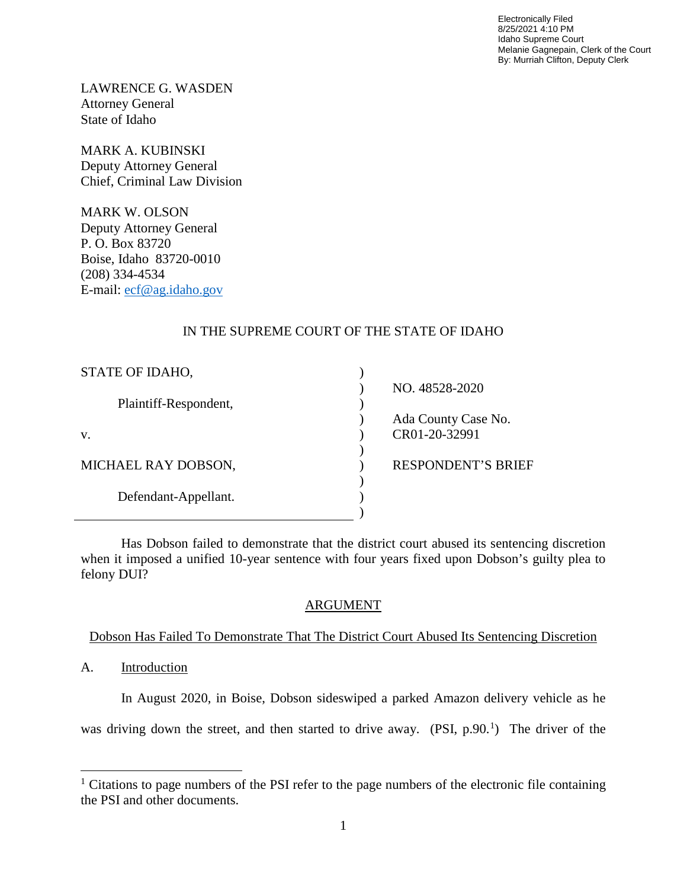Electronically Filed
8/25/2021 4:10 PM
Idaho Supreme Court
Melanie Gagnepain, Clerk of the Court
By: Murriah Clifton, Deputy Clerk

LAWRENCE G. WASDEN
Attorney General
State of Idaho

MARK A. KUBINSKI
Deputy Attorney General
Chief, Criminal Law Division

MARK W. OLSON
Deputy Attorney General
P. O. Box 83720
Boise, Idaho 83720-0010
(208) 334-4534
E-mail: ecf@ag.idaho.gov

IN THE SUPREME COURT OF THE STATE OF IDAHO

| | |
|---|---|
| STATE OF IDAHO, | NO. 48528-2020 |
| Plaintiff-Respondent, | Ada County Case No. CR01-20-32991 |
| v. | |
| MICHAEL RAY DOBSON, | RESPONDENT'S BRIEF |
| Defendant-Appellant. | |

Has Dobson failed to demonstrate that the district court abused its sentencing discretion when it imposed a unified 10-year sentence with four years fixed upon Dobson's guilty plea to felony DUI?

## ARGUMENT

### Dobson Has Failed To Demonstrate That The District Court Abused Its Sentencing Discretion

A. Introduction

In August 2020, in Boise, Dobson sideswiped a parked Amazon delivery vehicle as he was driving down the street, and then started to drive away. (PSI, p.90.[1]) The driver of the

[1] Citations to page numbers of the PSI refer to the page numbers of the electronic file containing the PSI and other documents.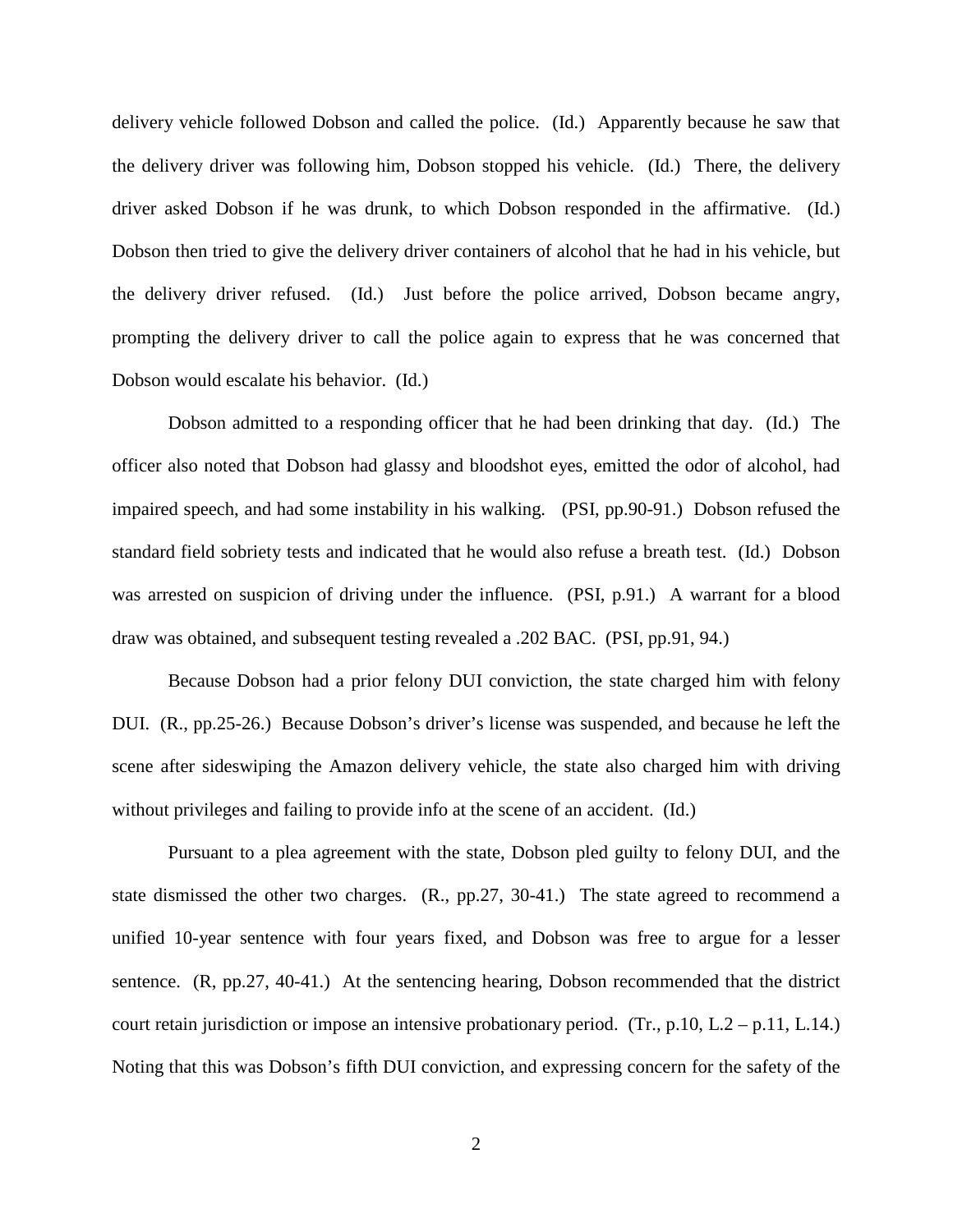delivery vehicle followed Dobson and called the police. (Id.) Apparently because he saw that the delivery driver was following him, Dobson stopped his vehicle. (Id.) There, the delivery driver asked Dobson if he was drunk, to which Dobson responded in the affirmative. (Id.) Dobson then tried to give the delivery driver containers of alcohol that he had in his vehicle, but the delivery driver refused. (Id.) Just before the police arrived, Dobson became angry, prompting the delivery driver to call the police again to express that he was concerned that Dobson would escalate his behavior. (Id.)

Dobson admitted to a responding officer that he had been drinking that day. (Id.) The officer also noted that Dobson had glassy and bloodshot eyes, emitted the odor of alcohol, had impaired speech, and had some instability in his walking. (PSI, pp.90-91.) Dobson refused the standard field sobriety tests and indicated that he would also refuse a breath test. (Id.) Dobson was arrested on suspicion of driving under the influence. (PSI, p.91.) A warrant for a blood draw was obtained, and subsequent testing revealed a .202 BAC. (PSI, pp.91, 94.)

Because Dobson had a prior felony DUI conviction, the state charged him with felony DUI. (R., pp.25-26.) Because Dobson's driver's license was suspended, and because he left the scene after sideswiping the Amazon delivery vehicle, the state also charged him with driving without privileges and failing to provide info at the scene of an accident. (Id.)

Pursuant to a plea agreement with the state, Dobson pled guilty to felony DUI, and the state dismissed the other two charges. (R., pp.27, 30-41.) The state agreed to recommend a unified 10-year sentence with four years fixed, and Dobson was free to argue for a lesser sentence. (R, pp.27, 40-41.) At the sentencing hearing, Dobson recommended that the district court retain jurisdiction or impose an intensive probationary period. (Tr., p.10, L.2 – p.11, L.14.) Noting that this was Dobson's fifth DUI conviction, and expressing concern for the safety of the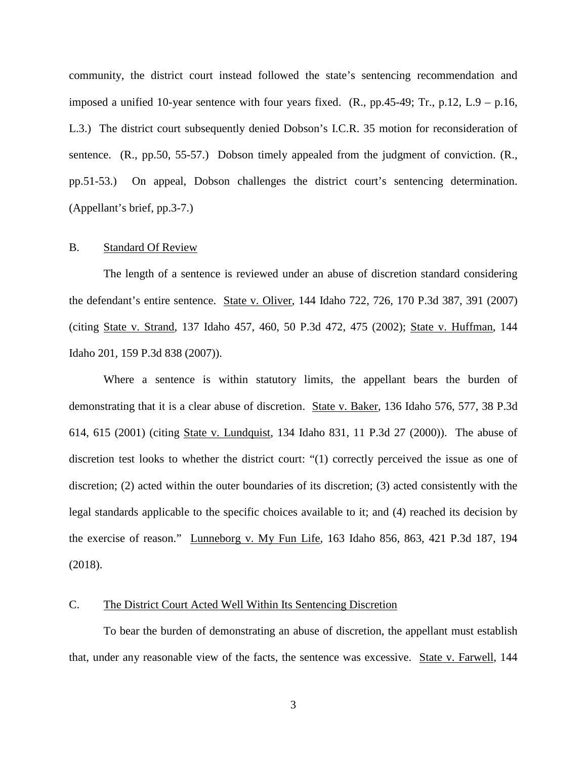community, the district court instead followed the state's sentencing recommendation and imposed a unified 10-year sentence with four years fixed. (R., pp.45-49; Tr., p.12, L.9 – p.16, L.3.) The district court subsequently denied Dobson's I.C.R. 35 motion for reconsideration of sentence. (R., pp.50, 55-57.) Dobson timely appealed from the judgment of conviction. (R., pp.51-53.) On appeal, Dobson challenges the district court's sentencing determination. (Appellant's brief, pp.3-7.)

## B. Standard Of Review

The length of a sentence is reviewed under an abuse of discretion standard considering the defendant's entire sentence. State v. Oliver, 144 Idaho 722, 726, 170 P.3d 387, 391 (2007) (citing State v. Strand, 137 Idaho 457, 460, 50 P.3d 472, 475 (2002); State v. Huffman, 144 Idaho 201, 159 P.3d 838 (2007)).

Where a sentence is within statutory limits, the appellant bears the burden of demonstrating that it is a clear abuse of discretion. State v. Baker, 136 Idaho 576, 577, 38 P.3d 614, 615 (2001) (citing State v. Lundquist, 134 Idaho 831, 11 P.3d 27 (2000)). The abuse of discretion test looks to whether the district court: "(1) correctly perceived the issue as one of discretion; (2) acted within the outer boundaries of its discretion; (3) acted consistently with the legal standards applicable to the specific choices available to it; and (4) reached its decision by the exercise of reason." Lunneborg v. My Fun Life, 163 Idaho 856, 863, 421 P.3d 187, 194 (2018).

## C. The District Court Acted Well Within Its Sentencing Discretion

To bear the burden of demonstrating an abuse of discretion, the appellant must establish that, under any reasonable view of the facts, the sentence was excessive. State v. Farwell, 144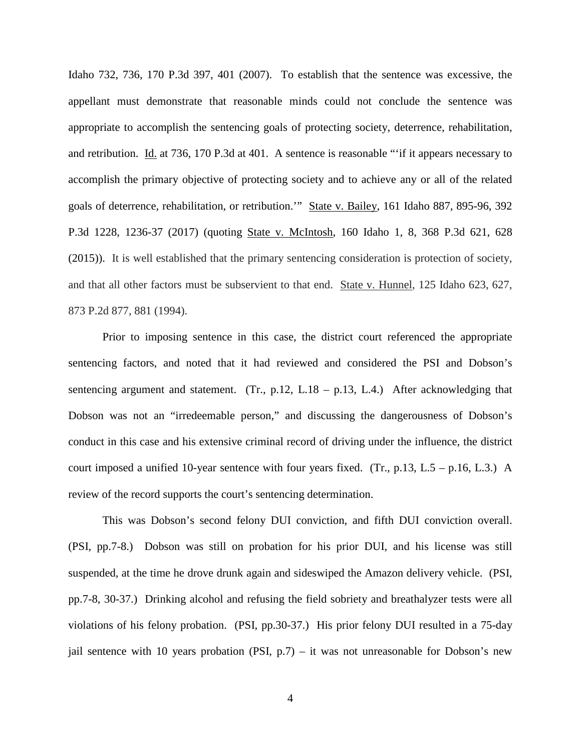Idaho 732, 736, 170 P.3d 397, 401 (2007). To establish that the sentence was excessive, the appellant must demonstrate that reasonable minds could not conclude the sentence was appropriate to accomplish the sentencing goals of protecting society, deterrence, rehabilitation, and retribution. Id. at 736, 170 P.3d at 401. A sentence is reasonable "'if it appears necessary to accomplish the primary objective of protecting society and to achieve any or all of the related goals of deterrence, rehabilitation, or retribution.'" State v. Bailey, 161 Idaho 887, 895-96, 392 P.3d 1228, 1236-37 (2017) (quoting State v. McIntosh, 160 Idaho 1, 8, 368 P.3d 621, 628 (2015)). It is well established that the primary sentencing consideration is protection of society, and that all other factors must be subservient to that end. State v. Hunnel, 125 Idaho 623, 627, 873 P.2d 877, 881 (1994).

Prior to imposing sentence in this case, the district court referenced the appropriate sentencing factors, and noted that it had reviewed and considered the PSI and Dobson's sentencing argument and statement. (Tr., p.12, L.18 – p.13, L.4.) After acknowledging that Dobson was not an "irredeemable person," and discussing the dangerousness of Dobson's conduct in this case and his extensive criminal record of driving under the influence, the district court imposed a unified 10-year sentence with four years fixed. (Tr., p.13, L.5 – p.16, L.3.) A review of the record supports the court's sentencing determination.

This was Dobson's second felony DUI conviction, and fifth DUI conviction overall. (PSI, pp.7-8.) Dobson was still on probation for his prior DUI, and his license was still suspended, at the time he drove drunk again and sideswiped the Amazon delivery vehicle. (PSI, pp.7-8, 30-37.) Drinking alcohol and refusing the field sobriety and breathalyzer tests were all violations of his felony probation. (PSI, pp.30-37.) His prior felony DUI resulted in a 75-day jail sentence with 10 years probation (PSI, p.7) – it was not unreasonable for Dobson's new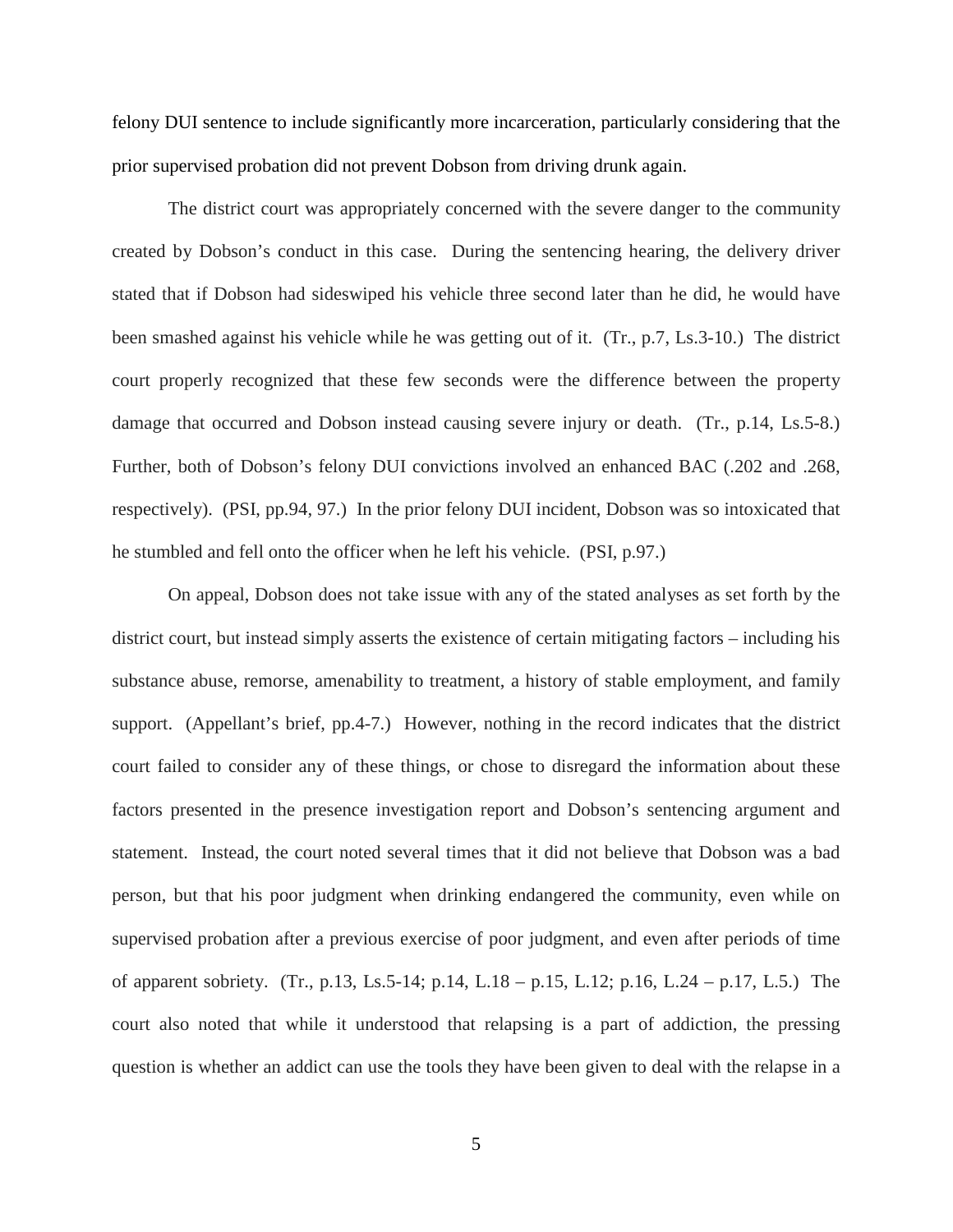felony DUI sentence to include significantly more incarceration, particularly considering that the prior supervised probation did not prevent Dobson from driving drunk again.

The district court was appropriately concerned with the severe danger to the community created by Dobson's conduct in this case. During the sentencing hearing, the delivery driver stated that if Dobson had sideswiped his vehicle three second later than he did, he would have been smashed against his vehicle while he was getting out of it. (Tr., p.7, Ls.3-10.) The district court properly recognized that these few seconds were the difference between the property damage that occurred and Dobson instead causing severe injury or death. (Tr., p.14, Ls.5-8.) Further, both of Dobson's felony DUI convictions involved an enhanced BAC (.202 and .268, respectively). (PSI, pp.94, 97.) In the prior felony DUI incident, Dobson was so intoxicated that he stumbled and fell onto the officer when he left his vehicle. (PSI, p.97.)

On appeal, Dobson does not take issue with any of the stated analyses as set forth by the district court, but instead simply asserts the existence of certain mitigating factors – including his substance abuse, remorse, amenability to treatment, a history of stable employment, and family support. (Appellant's brief, pp.4-7.) However, nothing in the record indicates that the district court failed to consider any of these things, or chose to disregard the information about these factors presented in the presence investigation report and Dobson's sentencing argument and statement. Instead, the court noted several times that it did not believe that Dobson was a bad person, but that his poor judgment when drinking endangered the community, even while on supervised probation after a previous exercise of poor judgment, and even after periods of time of apparent sobriety. (Tr., p.13, Ls.5-14; p.14, L.18 – p.15, L.12; p.16, L.24 – p.17, L.5.) The court also noted that while it understood that relapsing is a part of addiction, the pressing question is whether an addict can use the tools they have been given to deal with the relapse in a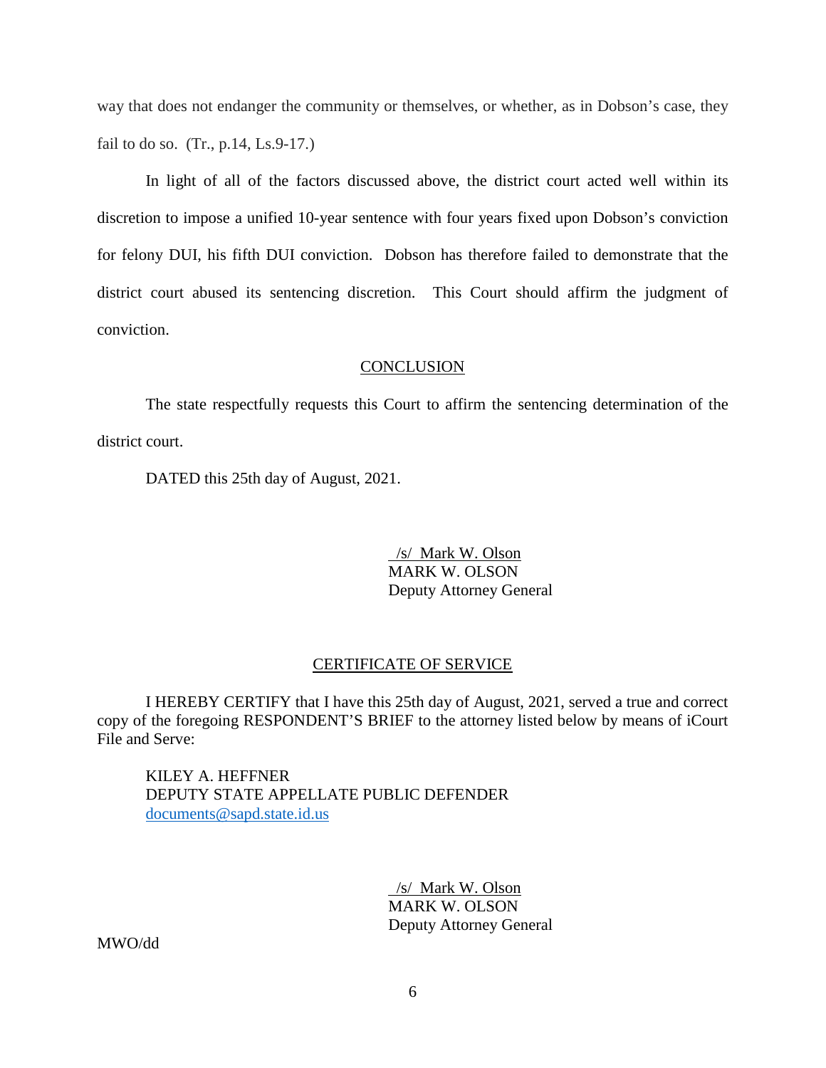way that does not endanger the community or themselves, or whether, as in Dobson's case, they fail to do so. (Tr., p.14, Ls.9-17.)

In light of all of the factors discussed above, the district court acted well within its discretion to impose a unified 10-year sentence with four years fixed upon Dobson's conviction for felony DUI, his fifth DUI conviction. Dobson has therefore failed to demonstrate that the district court abused its sentencing discretion. This Court should affirm the judgment of conviction.

## CONCLUSION

The state respectfully requests this Court to affirm the sentencing determination of the district court.

DATED this 25th day of August, 2021.

/s/ Mark W. Olson
MARK W. OLSON
Deputy Attorney General

## CERTIFICATE OF SERVICE

I HEREBY CERTIFY that I have this 25th day of August, 2021, served a true and correct copy of the foregoing RESPONDENT'S BRIEF to the attorney listed below by means of iCourt File and Serve:

KILEY A. HEFFNER
DEPUTY STATE APPELLATE PUBLIC DEFENDER
documents@sapd.state.id.us

/s/ Mark W. Olson
MARK W. OLSON
Deputy Attorney General

MWO/dd